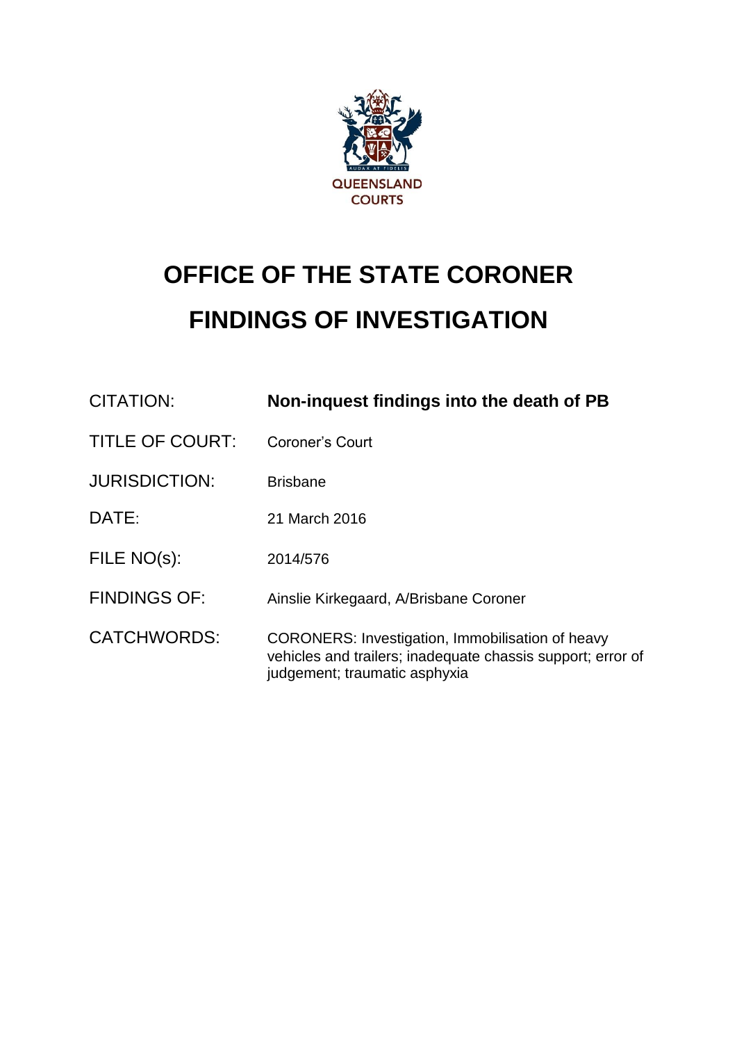# OFFICE OF THE STATE CORONER

# FINDINGS OF INVESTIGATION

| | |
|---|---|
| CITATION: | **Non-inquest findings into the death of PB** |
| TITLE OF COURT: | Coroner's Court |
| JURISDICTION: | Brisbane |
| DATE: | 21 March 2016 |
| FILE NO(s): | 2014/576 |
| FINDINGS OF: | Ainslie Kirkegaard, A/Brisbane Coroner |
| CATCHWORDS: | CORONERS: Investigation, Immobilisation of heavy vehicles and trailers; inadequate chassis support; error of judgement; traumatic asphyxia |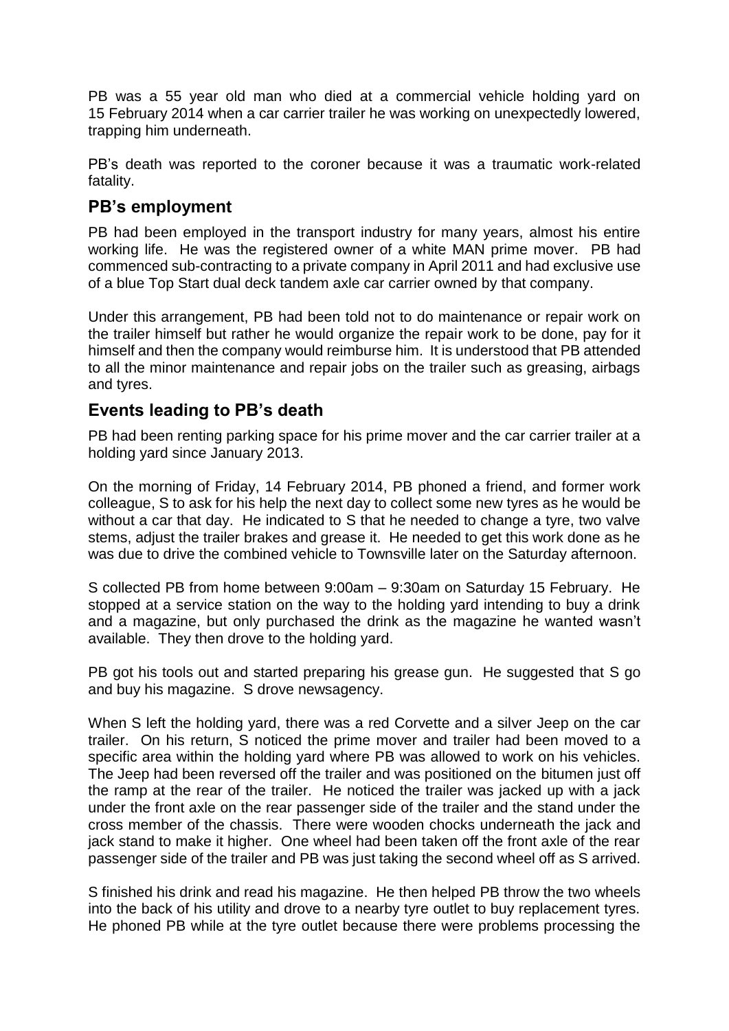PB was a 55 year old man who died at a commercial vehicle holding yard on 15 February 2014 when a car carrier trailer he was working on unexpectedly lowered, trapping him underneath.

PB's death was reported to the coroner because it was a traumatic work-related fatality.

## PB's employment

PB had been employed in the transport industry for many years, almost his entire working life. He was the registered owner of a white MAN prime mover. PB had commenced sub-contracting to a private company in April 2011 and had exclusive use of a blue Top Start dual deck tandem axle car carrier owned by that company.

Under this arrangement, PB had been told not to do maintenance or repair work on the trailer himself but rather he would organize the repair work to be done, pay for it himself and then the company would reimburse him. It is understood that PB attended to all the minor maintenance and repair jobs on the trailer such as greasing, airbags and tyres.

## Events leading to PB's death

PB had been renting parking space for his prime mover and the car carrier trailer at a holding yard since January 2013.

On the morning of Friday, 14 February 2014, PB phoned a friend, and former work colleague, S to ask for his help the next day to collect some new tyres as he would be without a car that day. He indicated to S that he needed to change a tyre, two valve stems, adjust the trailer brakes and grease it. He needed to get this work done as he was due to drive the combined vehicle to Townsville later on the Saturday afternoon.

S collected PB from home between 9:00am – 9:30am on Saturday 15 February. He stopped at a service station on the way to the holding yard intending to buy a drink and a magazine, but only purchased the drink as the magazine he wanted wasn't available. They then drove to the holding yard.

PB got his tools out and started preparing his grease gun. He suggested that S go and buy his magazine. S drove newsagency.

When S left the holding yard, there was a red Corvette and a silver Jeep on the car trailer. On his return, S noticed the prime mover and trailer had been moved to a specific area within the holding yard where PB was allowed to work on his vehicles. The Jeep had been reversed off the trailer and was positioned on the bitumen just off the ramp at the rear of the trailer. He noticed the trailer was jacked up with a jack under the front axle on the rear passenger side of the trailer and the stand under the cross member of the chassis. There were wooden chocks underneath the jack and jack stand to make it higher. One wheel had been taken off the front axle of the rear passenger side of the trailer and PB was just taking the second wheel off as S arrived.

S finished his drink and read his magazine. He then helped PB throw the two wheels into the back of his utility and drove to a nearby tyre outlet to buy replacement tyres. He phoned PB while at the tyre outlet because there were problems processing the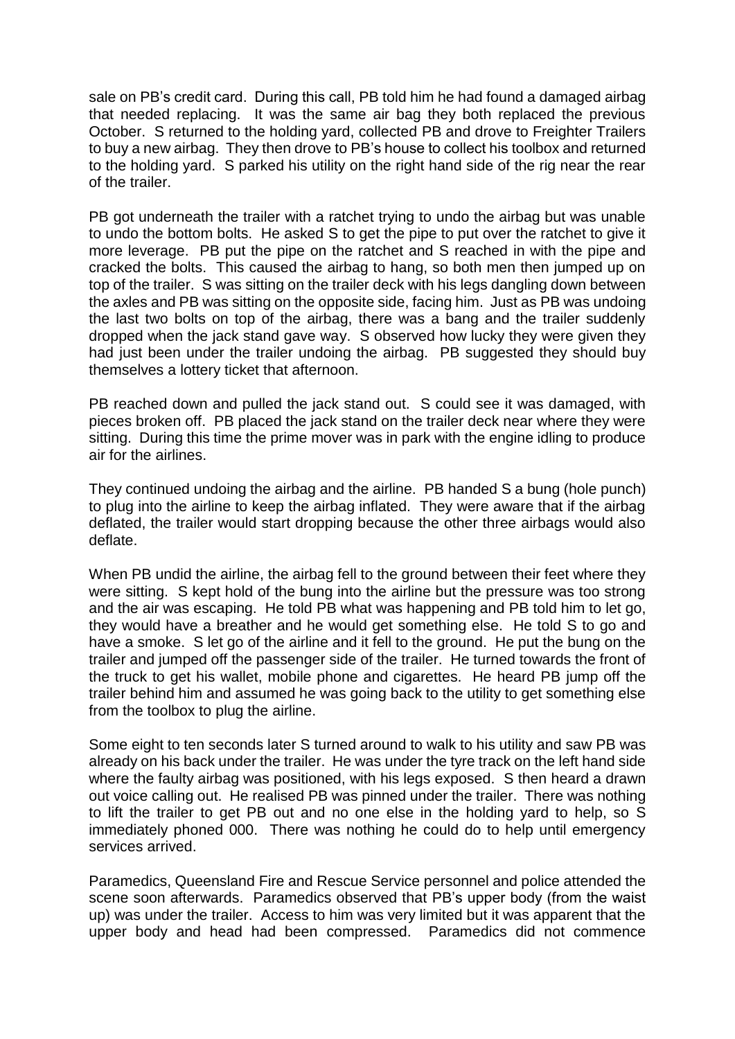sale on PB's credit card. During this call, PB told him he had found a damaged airbag that needed replacing. It was the same air bag they both replaced the previous October. S returned to the holding yard, collected PB and drove to Freighter Trailers to buy a new airbag. They then drove to PB's house to collect his toolbox and returned to the holding yard. S parked his utility on the right hand side of the rig near the rear of the trailer.

PB got underneath the trailer with a ratchet trying to undo the airbag but was unable to undo the bottom bolts. He asked S to get the pipe to put over the ratchet to give it more leverage. PB put the pipe on the ratchet and S reached in with the pipe and cracked the bolts. This caused the airbag to hang, so both men then jumped up on top of the trailer. S was sitting on the trailer deck with his legs dangling down between the axles and PB was sitting on the opposite side, facing him. Just as PB was undoing the last two bolts on top of the airbag, there was a bang and the trailer suddenly dropped when the jack stand gave way. S observed how lucky they were given they had just been under the trailer undoing the airbag. PB suggested they should buy themselves a lottery ticket that afternoon.

PB reached down and pulled the jack stand out. S could see it was damaged, with pieces broken off. PB placed the jack stand on the trailer deck near where they were sitting. During this time the prime mover was in park with the engine idling to produce air for the airlines.

They continued undoing the airbag and the airline. PB handed S a bung (hole punch) to plug into the airline to keep the airbag inflated. They were aware that if the airbag deflated, the trailer would start dropping because the other three airbags would also deflate.

When PB undid the airline, the airbag fell to the ground between their feet where they were sitting. S kept hold of the bung into the airline but the pressure was too strong and the air was escaping. He told PB what was happening and PB told him to let go, they would have a breather and he would get something else. He told S to go and have a smoke. S let go of the airline and it fell to the ground. He put the bung on the trailer and jumped off the passenger side of the trailer. He turned towards the front of the truck to get his wallet, mobile phone and cigarettes. He heard PB jump off the trailer behind him and assumed he was going back to the utility to get something else from the toolbox to plug the airline.

Some eight to ten seconds later S turned around to walk to his utility and saw PB was already on his back under the trailer. He was under the tyre track on the left hand side where the faulty airbag was positioned, with his legs exposed. S then heard a drawn out voice calling out. He realised PB was pinned under the trailer. There was nothing to lift the trailer to get PB out and no one else in the holding yard to help, so S immediately phoned 000. There was nothing he could do to help until emergency services arrived.

Paramedics, Queensland Fire and Rescue Service personnel and police attended the scene soon afterwards. Paramedics observed that PB's upper body (from the waist up) was under the trailer. Access to him was very limited but it was apparent that the upper body and head had been compressed. Paramedics did not commence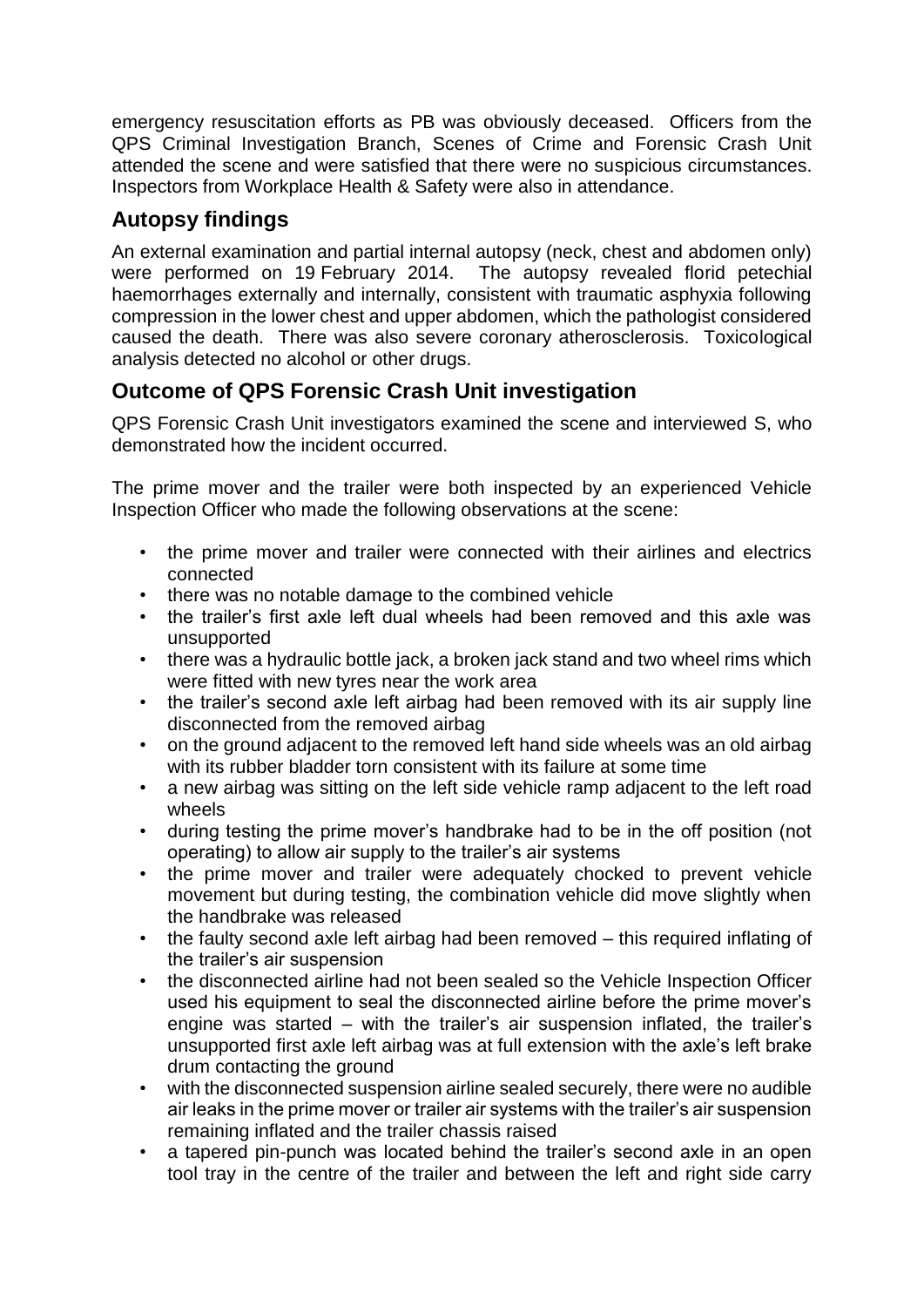emergency resuscitation efforts as PB was obviously deceased. Officers from the QPS Criminal Investigation Branch, Scenes of Crime and Forensic Crash Unit attended the scene and were satisfied that there were no suspicious circumstances. Inspectors from Workplace Health & Safety were also in attendance.

## Autopsy findings

An external examination and partial internal autopsy (neck, chest and abdomen only) were performed on 19 February 2014. The autopsy revealed florid petechial haemorrhages externally and internally, consistent with traumatic asphyxia following compression in the lower chest and upper abdomen, which the pathologist considered caused the death. There was also severe coronary atherosclerosis. Toxicological analysis detected no alcohol or other drugs.

## Outcome of QPS Forensic Crash Unit investigation

QPS Forensic Crash Unit investigators examined the scene and interviewed S, who demonstrated how the incident occurred.

The prime mover and the trailer were both inspected by an experienced Vehicle Inspection Officer who made the following observations at the scene:

- the prime mover and trailer were connected with their airlines and electrics connected
- there was no notable damage to the combined vehicle
- the trailer's first axle left dual wheels had been removed and this axle was unsupported
- there was a hydraulic bottle jack, a broken jack stand and two wheel rims which were fitted with new tyres near the work area
- the trailer's second axle left airbag had been removed with its air supply line disconnected from the removed airbag
- on the ground adjacent to the removed left hand side wheels was an old airbag with its rubber bladder torn consistent with its failure at some time
- a new airbag was sitting on the left side vehicle ramp adjacent to the left road wheels
- during testing the prime mover's handbrake had to be in the off position (not operating) to allow air supply to the trailer's air systems
- the prime mover and trailer were adequately chocked to prevent vehicle movement but during testing, the combination vehicle did move slightly when the handbrake was released
- the faulty second axle left airbag had been removed – this required inflating of the trailer's air suspension
- the disconnected airline had not been sealed so the Vehicle Inspection Officer used his equipment to seal the disconnected airline before the prime mover's engine was started – with the trailer's air suspension inflated, the trailer's unsupported first axle left airbag was at full extension with the axle's left brake drum contacting the ground
- with the disconnected suspension airline sealed securely, there were no audible air leaks in the prime mover or trailer air systems with the trailer's air suspension remaining inflated and the trailer chassis raised
- a tapered pin-punch was located behind the trailer's second axle in an open tool tray in the centre of the trailer and between the left and right side carry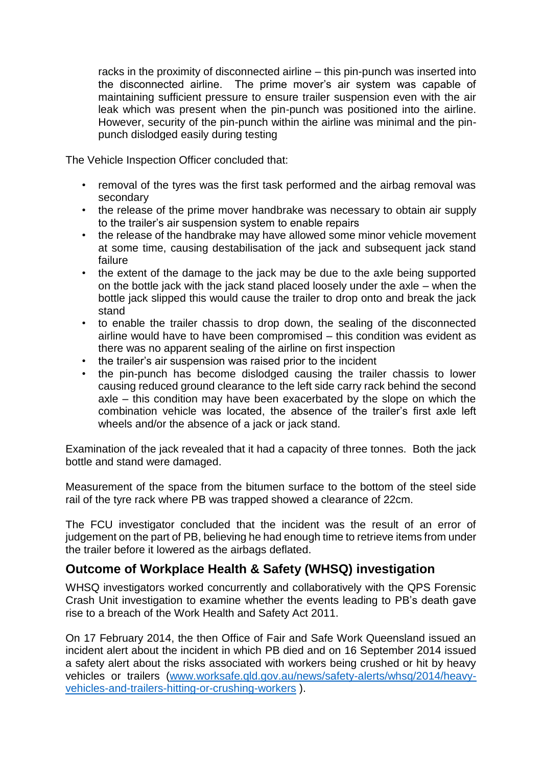racks in the proximity of disconnected airline – this pin-punch was inserted into the disconnected airline. The prime mover's air system was capable of maintaining sufficient pressure to ensure trailer suspension even with the air leak which was present when the pin-punch was positioned into the airline. However, security of the pin-punch within the airline was minimal and the pin-punch dislodged easily during testing

The Vehicle Inspection Officer concluded that:

- removal of the tyres was the first task performed and the airbag removal was secondary
- the release of the prime mover handbrake was necessary to obtain air supply to the trailer's air suspension system to enable repairs
- the release of the handbrake may have allowed some minor vehicle movement at some time, causing destabilisation of the jack and subsequent jack stand failure
- the extent of the damage to the jack may be due to the axle being supported on the bottle jack with the jack stand placed loosely under the axle – when the bottle jack slipped this would cause the trailer to drop onto and break the jack stand
- to enable the trailer chassis to drop down, the sealing of the disconnected airline would have to have been compromised – this condition was evident as there was no apparent sealing of the airline on first inspection
- the trailer's air suspension was raised prior to the incident
- the pin-punch has become dislodged causing the trailer chassis to lower causing reduced ground clearance to the left side carry rack behind the second axle – this condition may have been exacerbated by the slope on which the combination vehicle was located, the absence of the trailer's first axle left wheels and/or the absence of a jack or jack stand.

Examination of the jack revealed that it had a capacity of three tonnes. Both the jack bottle and stand were damaged.

Measurement of the space from the bitumen surface to the bottom of the steel side rail of the tyre rack where PB was trapped showed a clearance of 22cm.

The FCU investigator concluded that the incident was the result of an error of judgement on the part of PB, believing he had enough time to retrieve items from under the trailer before it lowered as the airbags deflated.

## Outcome of Workplace Health & Safety (WHSQ) investigation

WHSQ investigators worked concurrently and collaboratively with the QPS Forensic Crash Unit investigation to examine whether the events leading to PB's death gave rise to a breach of the Work Health and Safety Act 2011.

On 17 February 2014, the then Office of Fair and Safe Work Queensland issued an incident alert about the incident in which PB died and on 16 September 2014 issued a safety alert about the risks associated with workers being crushed or hit by heavy vehicles or trailers ([www.worksafe.qld.gov.au/news/safety-alerts/whsq/2014/heavy-vehicles-and-trailers-hitting-or-crushing-workers](www.worksafe.qld.gov.au/news/safety-alerts/whsq/2014/heavy-vehicles-and-trailers-hitting-or-crushing-workers) ).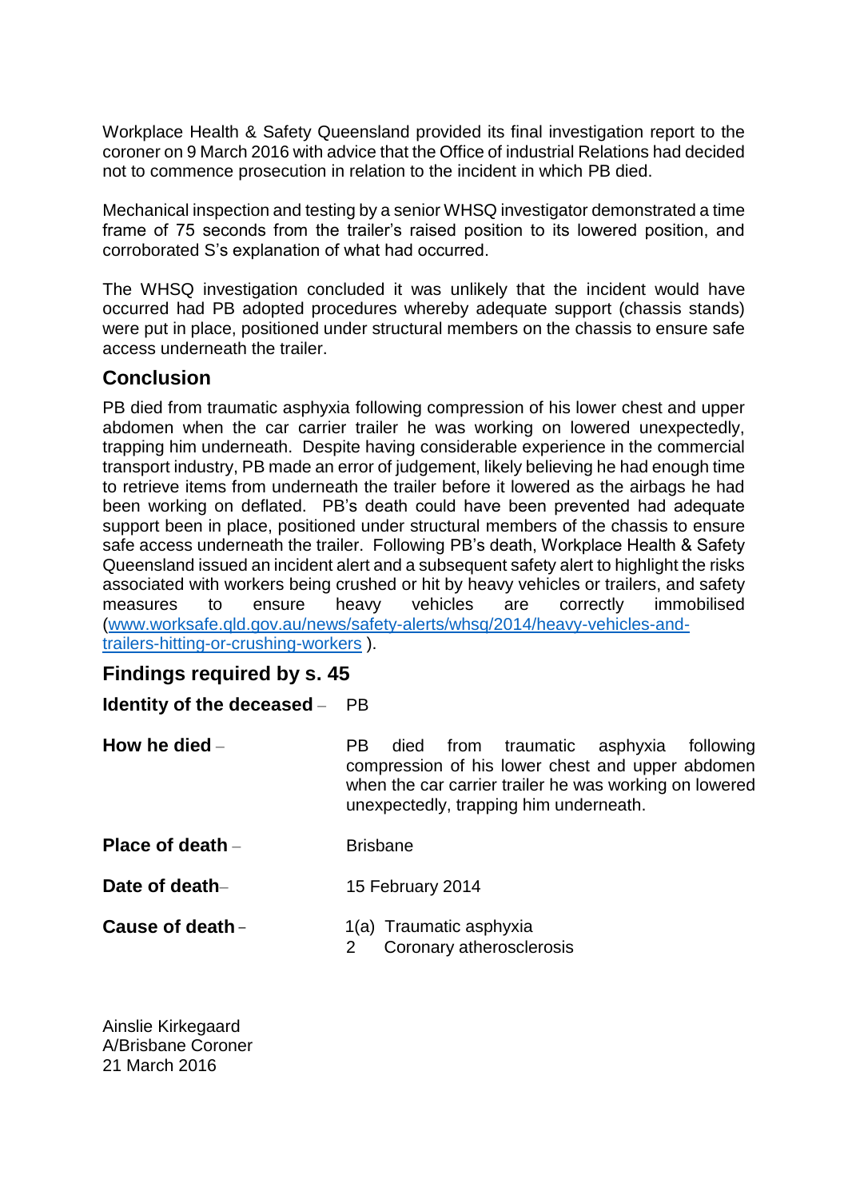Workplace Health & Safety Queensland provided its final investigation report to the coroner on 9 March 2016 with advice that the Office of industrial Relations had decided not to commence prosecution in relation to the incident in which PB died.

Mechanical inspection and testing by a senior WHSQ investigator demonstrated a time frame of 75 seconds from the trailer's raised position to its lowered position, and corroborated S's explanation of what had occurred.

The WHSQ investigation concluded it was unlikely that the incident would have occurred had PB adopted procedures whereby adequate support (chassis stands) were put in place, positioned under structural members on the chassis to ensure safe access underneath the trailer.

## Conclusion

PB died from traumatic asphyxia following compression of his lower chest and upper abdomen when the car carrier trailer he was working on lowered unexpectedly, trapping him underneath. Despite having considerable experience in the commercial transport industry, PB made an error of judgement, likely believing he had enough time to retrieve items from underneath the trailer before it lowered as the airbags he had been working on deflated. PB's death could have been prevented had adequate support been in place, positioned under structural members of the chassis to ensure safe access underneath the trailer. Following PB's death, Workplace Health & Safety Queensland issued an incident alert and a subsequent safety alert to highlight the risks associated with workers being crushed or hit by heavy vehicles or trailers, and safety measures to ensure heavy vehicles are correctly immobilised ([www.worksafe.qld.gov.au/news/safety-alerts/whsq/2014/heavy-vehicles-and-trailers-hitting-or-crushing-workers](www.worksafe.qld.gov.au/news/safety-alerts/whsq/2014/heavy-vehicles-and-trailers-hitting-or-crushing-workers) ).

## Findings required by s. 45

**Identity of the deceased** – PB

**How he died** – PB died from traumatic asphyxia following compression of his lower chest and upper abdomen when the car carrier trailer he was working on lowered unexpectedly, trapping him underneath.

**Place of death** – Brisbane

**Date of death**– 15 February 2014

**Cause of death** – 1(a) Traumatic asphyxia
2 Coronary atherosclerosis

Ainslie Kirkegaard
A/Brisbane Coroner
21 March 2016